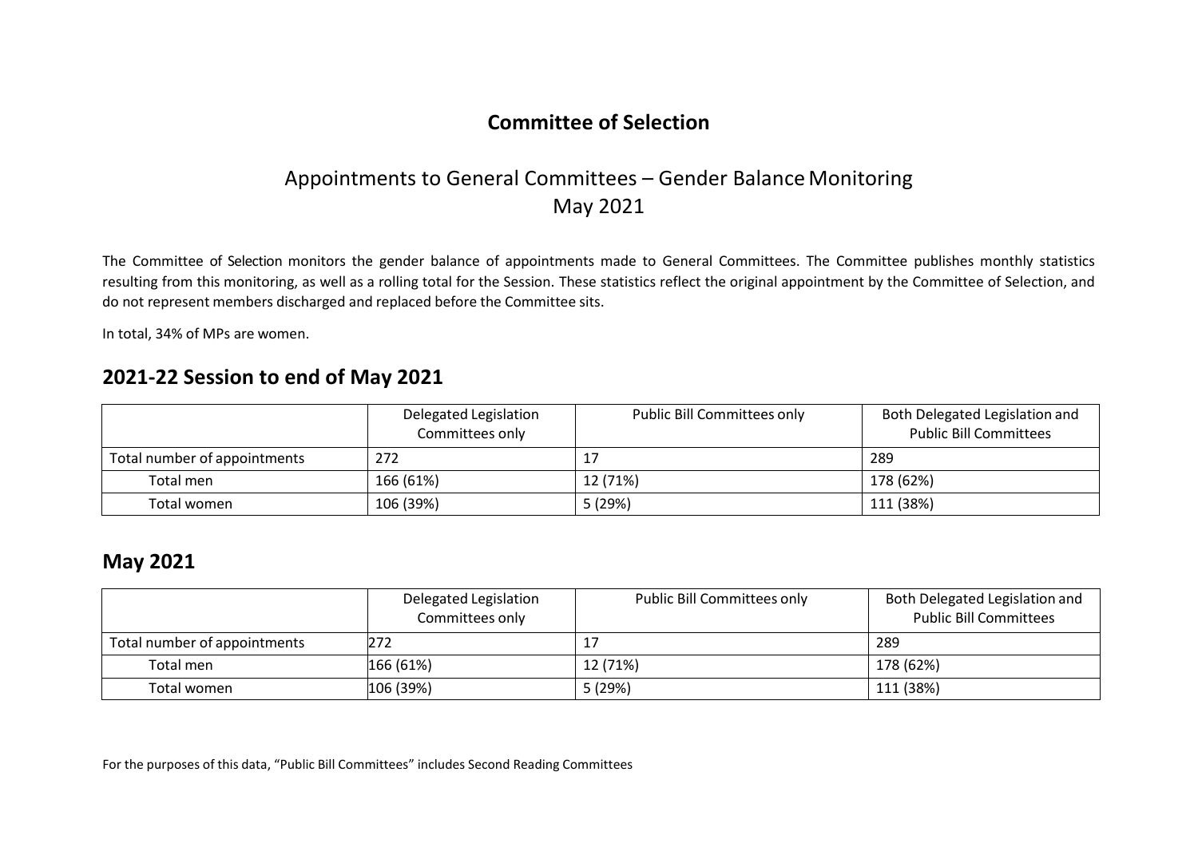# Committee of Selection

## Appointments to General Committees – Gender Balance Monitoring
## May 2021

The Committee of Selection monitors the gender balance of appointments made to General Committees. The Committee publishes monthly statistics resulting from this monitoring, as well as a rolling total for the Session. These statistics reflect the original appointment by the Committee of Selection, and do not represent members discharged and replaced before the Committee sits.

In total, 34% of MPs are women.

## 2021-22 Session to end of May 2021

| | Delegated Legislation Committees only | Public Bill Committees only | Both Delegated Legislation and Public Bill Committees |
|---|---|---|---|
| Total number of appointments | 272 | 17 | 289 |
| Total men | 166 (61%) | 12 (71%) | 178 (62%) |
| Total women | 106 (39%) | 5 (29%) | 111 (38%) |

## May 2021

| | Delegated Legislation Committees only | Public Bill Committees only | Both Delegated Legislation and Public Bill Committees |
|---|---|---|---|
| Total number of appointments | 272 | 17 | 289 |
| Total men | 166 (61%) | 12 (71%) | 178 (62%) |
| Total women | 106 (39%) | 5 (29%) | 111 (38%) |

For the purposes of this data, "Public Bill Committees" includes Second Reading Committees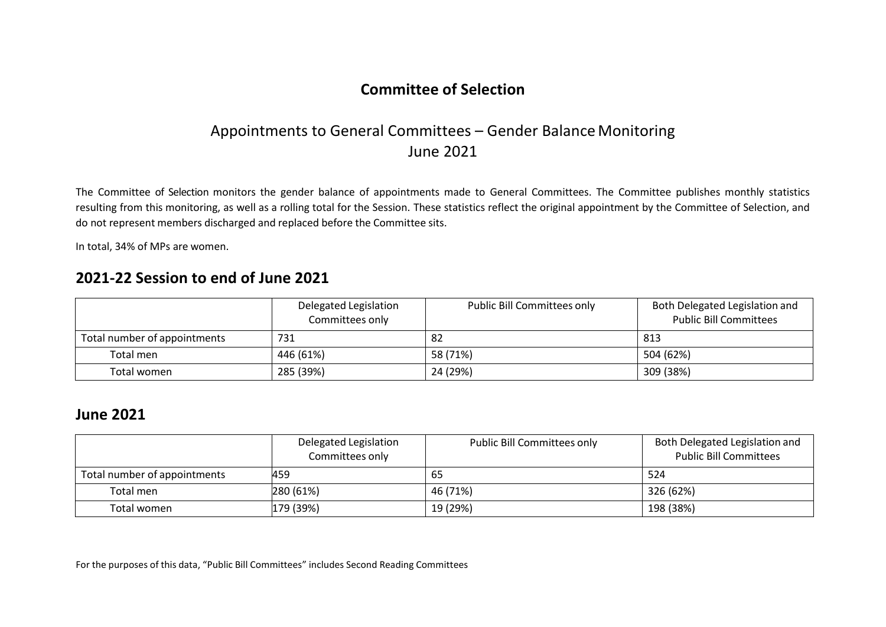# Committee of Selection

## Appointments to General Committees – Gender Balance Monitoring
## June 2021

The Committee of Selection monitors the gender balance of appointments made to General Committees. The Committee publishes monthly statistics resulting from this monitoring, as well as a rolling total for the Session. These statistics reflect the original appointment by the Committee of Selection, and do not represent members discharged and replaced before the Committee sits.

In total, 34% of MPs are women.

## 2021-22 Session to end of June 2021

| | Delegated Legislation Committees only | Public Bill Committees only | Both Delegated Legislation and Public Bill Committees |
|---|---|---|---|
| Total number of appointments | 731 | 82 | 813 |
| Total men | 446 (61%) | 58 (71%) | 504 (62%) |
| Total women | 285 (39%) | 24 (29%) | 309 (38%) |

## June 2021

| | Delegated Legislation Committees only | Public Bill Committees only | Both Delegated Legislation and Public Bill Committees |
|---|---|---|---|
| Total number of appointments | 459 | 65 | 524 |
| Total men | 280 (61%) | 46 (71%) | 326 (62%) |
| Total women | 179 (39%) | 19 (29%) | 198 (38%) |

For the purposes of this data, "Public Bill Committees" includes Second Reading Committees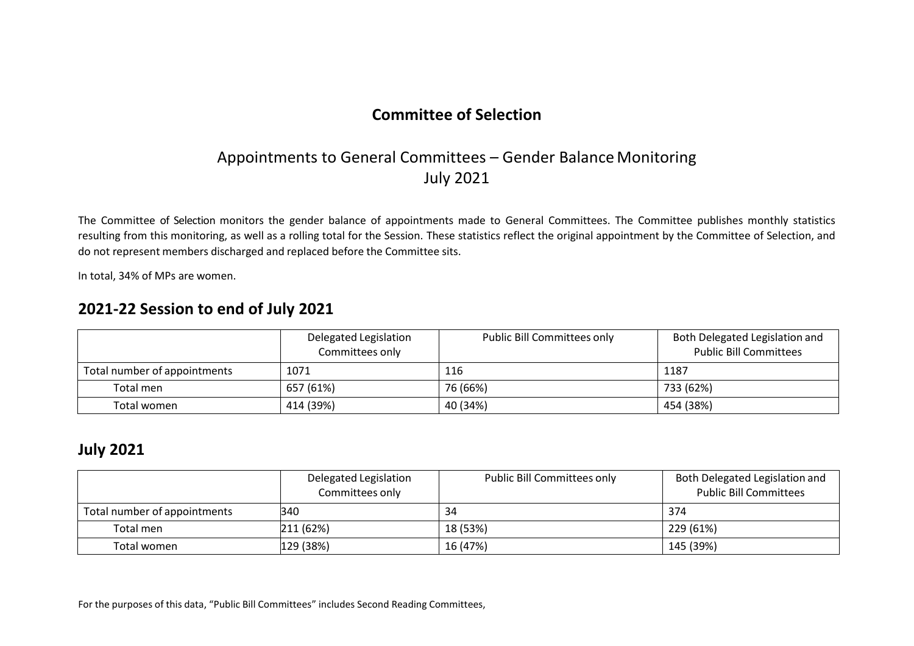# Committee of Selection

## Appointments to General Committees – Gender Balance Monitoring
## July 2021

The Committee of Selection monitors the gender balance of appointments made to General Committees. The Committee publishes monthly statistics resulting from this monitoring, as well as a rolling total for the Session. These statistics reflect the original appointment by the Committee of Selection, and do not represent members discharged and replaced before the Committee sits.

In total, 34% of MPs are women.

## 2021-22 Session to end of July 2021

| | Delegated Legislation Committees only | Public Bill Committees only | Both Delegated Legislation and Public Bill Committees |
|---|---|---|---|
| Total number of appointments | 1071 | 116 | 1187 |
| Total men | 657 (61%) | 76 (66%) | 733 (62%) |
| Total women | 414 (39%) | 40 (34%) | 454 (38%) |

## July 2021

| | Delegated Legislation Committees only | Public Bill Committees only | Both Delegated Legislation and Public Bill Committees |
|---|---|---|---|
| Total number of appointments | 340 | 34 | 374 |
| Total men | 211 (62%) | 18 (53%) | 229 (61%) |
| Total women | 129 (38%) | 16 (47%) | 145 (39%) |

For the purposes of this data, "Public Bill Committees" includes Second Reading Committees,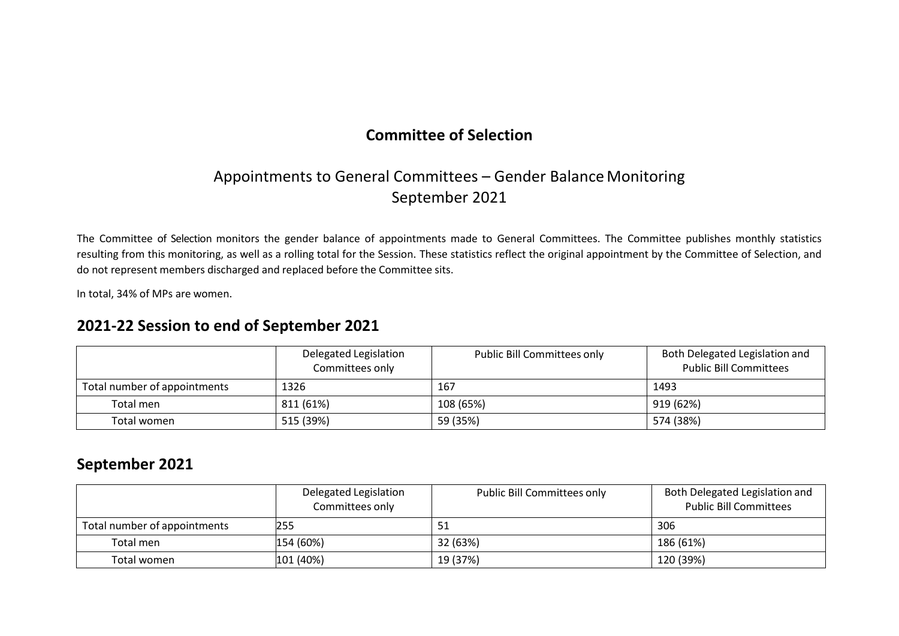# Committee of Selection

## Appointments to General Committees – Gender Balance Monitoring September 2021

The Committee of Selection monitors the gender balance of appointments made to General Committees. The Committee publishes monthly statistics resulting from this monitoring, as well as a rolling total for the Session. These statistics reflect the original appointment by the Committee of Selection, and do not represent members discharged and replaced before the Committee sits.

In total, 34% of MPs are women.

## 2021-22 Session to end of September 2021

| | Delegated Legislation Committees only | Public Bill Committees only | Both Delegated Legislation and Public Bill Committees |
|---|---|---|---|
| Total number of appointments | 1326 | 167 | 1493 |
| Total men | 811 (61%) | 108 (65%) | 919 (62%) |
| Total women | 515 (39%) | 59 (35%) | 574 (38%) |

## September 2021

| | Delegated Legislation Committees only | Public Bill Committees only | Both Delegated Legislation and Public Bill Committees |
|---|---|---|---|
| Total number of appointments | 255 | 51 | 306 |
| Total men | 154 (60%) | 32 (63%) | 186 (61%) |
| Total women | 101 (40%) | 19 (37%) | 120 (39%) |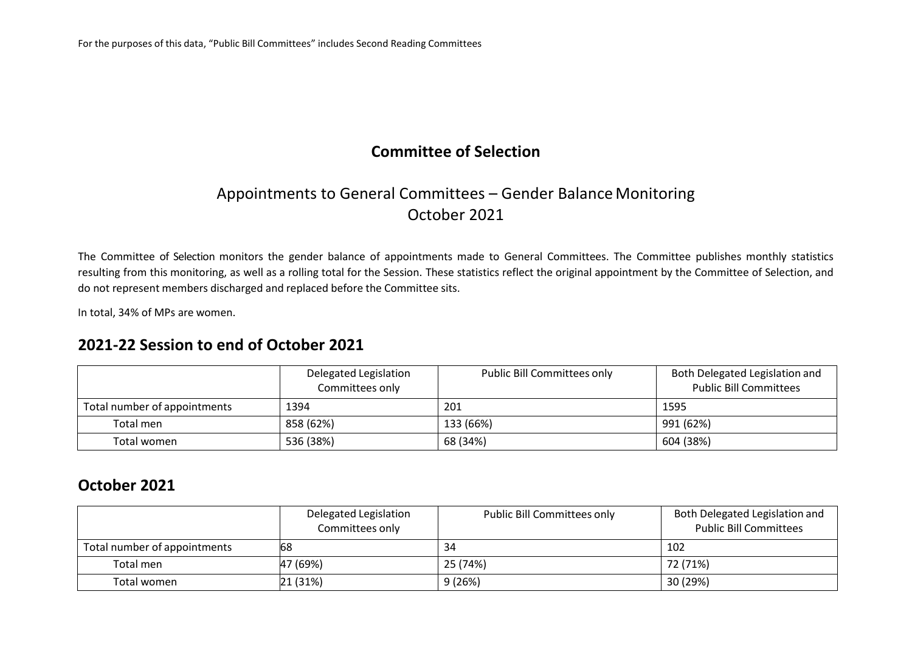For the purposes of this data, "Public Bill Committees" includes Second Reading Committees

# Committee of Selection

## Appointments to General Committees – Gender Balance Monitoring
## October 2021

The Committee of Selection monitors the gender balance of appointments made to General Committees. The Committee publishes monthly statistics resulting from this monitoring, as well as a rolling total for the Session. These statistics reflect the original appointment by the Committee of Selection, and do not represent members discharged and replaced before the Committee sits.

In total, 34% of MPs are women.

## 2021-22 Session to end of October 2021

| | Delegated Legislation Committees only | Public Bill Committees only | Both Delegated Legislation and Public Bill Committees |
|---|---|---|---|
| Total number of appointments | 1394 | 201 | 1595 |
| Total men | 858 (62%) | 133 (66%) | 991 (62%) |
| Total women | 536 (38%) | 68 (34%) | 604 (38%) |

## October 2021

| | Delegated Legislation Committees only | Public Bill Committees only | Both Delegated Legislation and Public Bill Committees |
|---|---|---|---|
| Total number of appointments | 68 | 34 | 102 |
| Total men | 47 (69%) | 25 (74%) | 72 (71%) |
| Total women | 21 (31%) | 9 (26%) | 30 (29%) |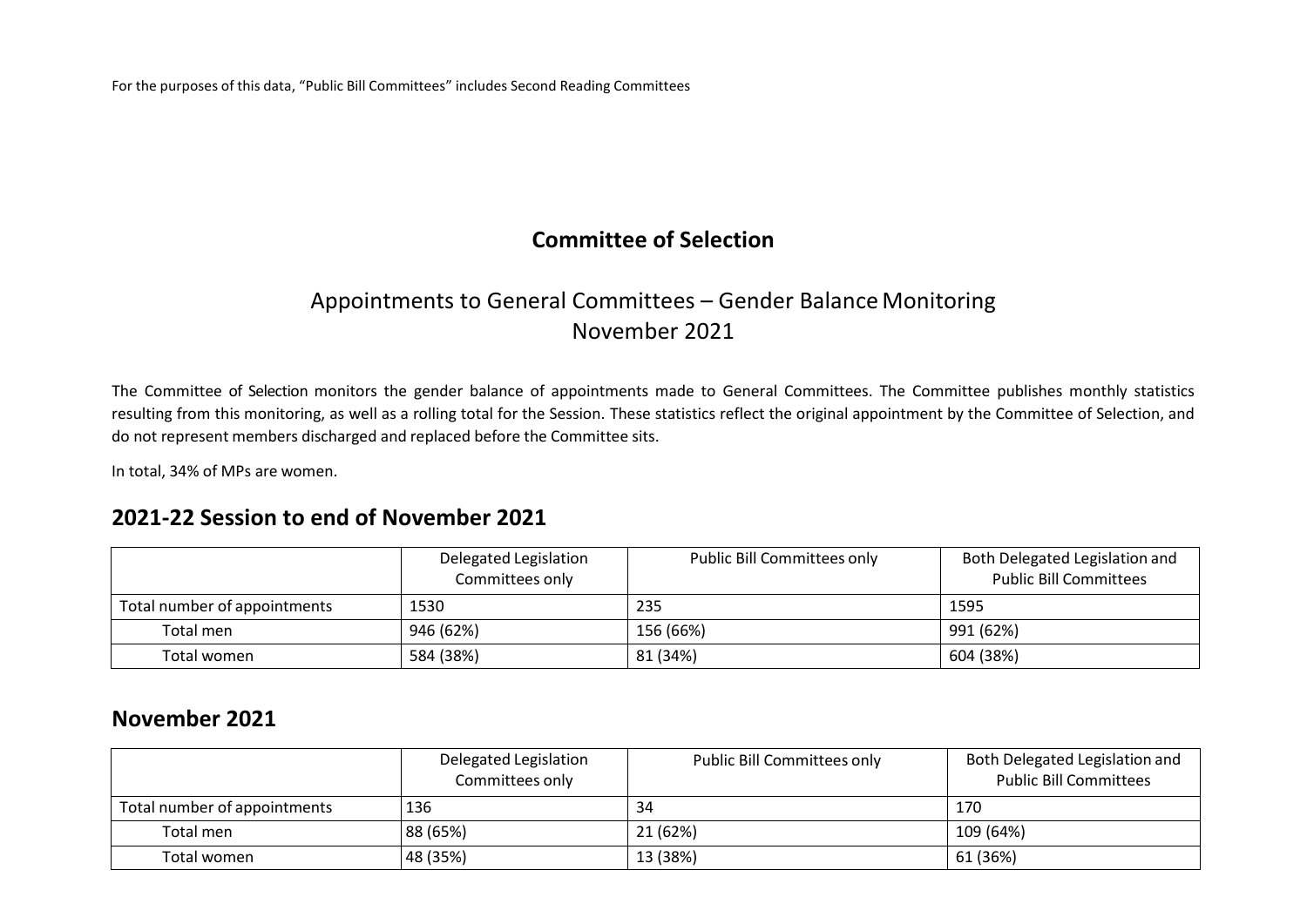For the purposes of this data, "Public Bill Committees" includes Second Reading Committees

# Committee of Selection

## Appointments to General Committees – Gender Balance Monitoring November 2021

The Committee of Selection monitors the gender balance of appointments made to General Committees. The Committee publishes monthly statistics resulting from this monitoring, as well as a rolling total for the Session. These statistics reflect the original appointment by the Committee of Selection, and do not represent members discharged and replaced before the Committee sits.

In total, 34% of MPs are women.

## 2021-22 Session to end of November 2021

| | Delegated Legislation Committees only | Public Bill Committees only | Both Delegated Legislation and Public Bill Committees |
|---|---|---|---|
| Total number of appointments | 1530 | 235 | 1595 |
| Total men | 946 (62%) | 156 (66%) | 991 (62%) |
| Total women | 584 (38%) | 81 (34%) | 604 (38%) |

## November 2021

| | Delegated Legislation Committees only | Public Bill Committees only | Both Delegated Legislation and Public Bill Committees |
|---|---|---|---|
| Total number of appointments | 136 | 34 | 170 |
| Total men | 88 (65%) | 21 (62%) | 109 (64%) |
| Total women | 48 (35%) | 13 (38%) | 61 (36%) |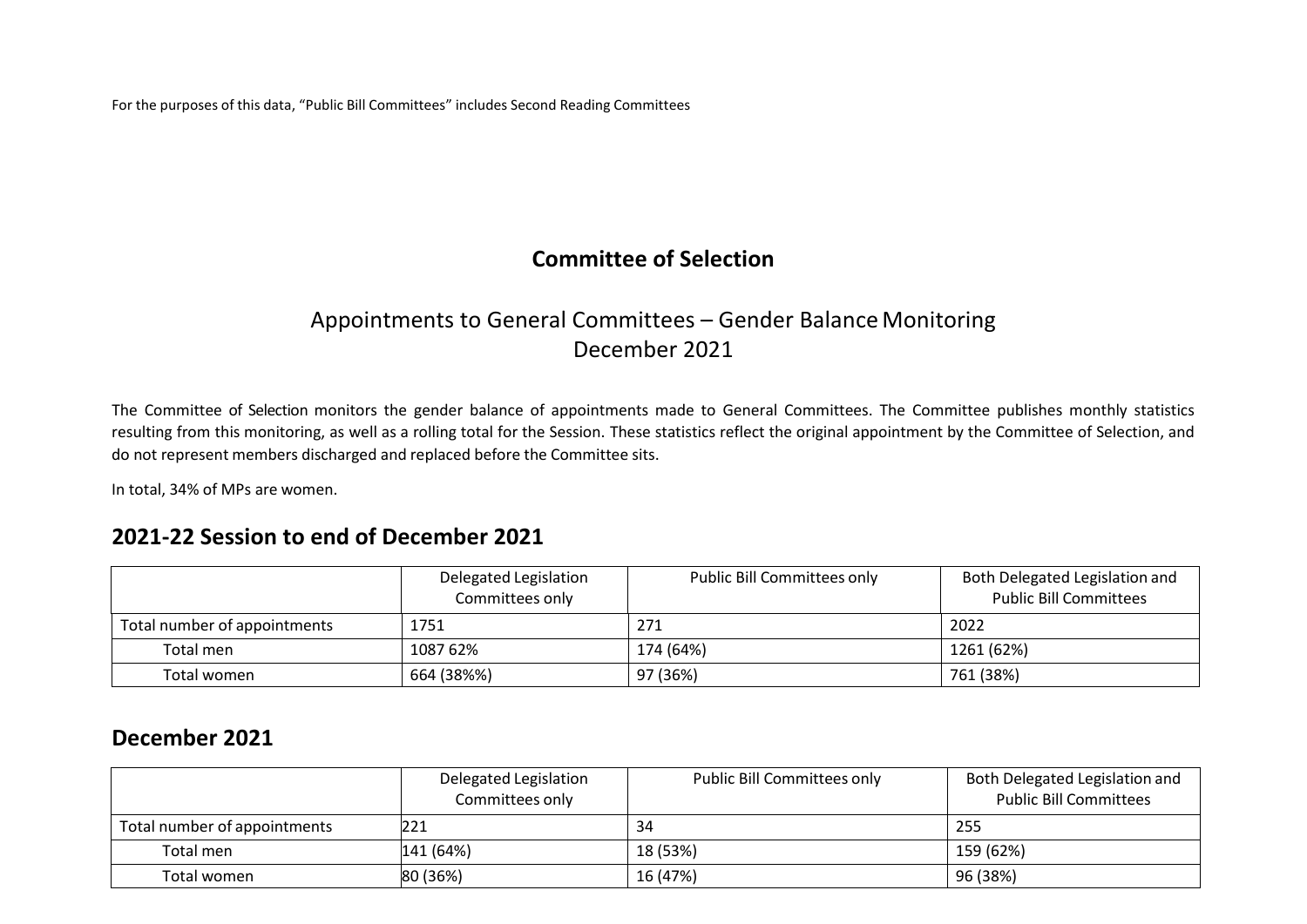For the purposes of this data, “Public Bill Committees” includes Second Reading Committees

## Committee of Selection

### Appointments to General Committees – Gender Balance Monitoring December 2021

The Committee of Selection monitors the gender balance of appointments made to General Committees. The Committee publishes monthly statistics resulting from this monitoring, as well as a rolling total for the Session. These statistics reflect the original appointment by the Committee of Selection, and do not represent members discharged and replaced before the Committee sits.

In total, 34% of MPs are women.

## 2021-22 Session to end of December 2021

| | Delegated Legislation Committees only | Public Bill Committees only | Both Delegated Legislation and Public Bill Committees |
|---|---|---|---|
| Total number of appointments | 1751 | 271 | 2022 |
| Total men | 1087 62% | 174 (64%) | 1261 (62%) |
| Total women | 664 (38%%) | 97 (36%) | 761 (38%) |

## December 2021

| | Delegated Legislation Committees only | Public Bill Committees only | Both Delegated Legislation and Public Bill Committees |
|---|---|---|---|
| Total number of appointments | 221 | 34 | 255 |
| Total men | 141 (64%) | 18 (53%) | 159 (62%) |
| Total women | 80 (36%) | 16 (47%) | 96 (38%) |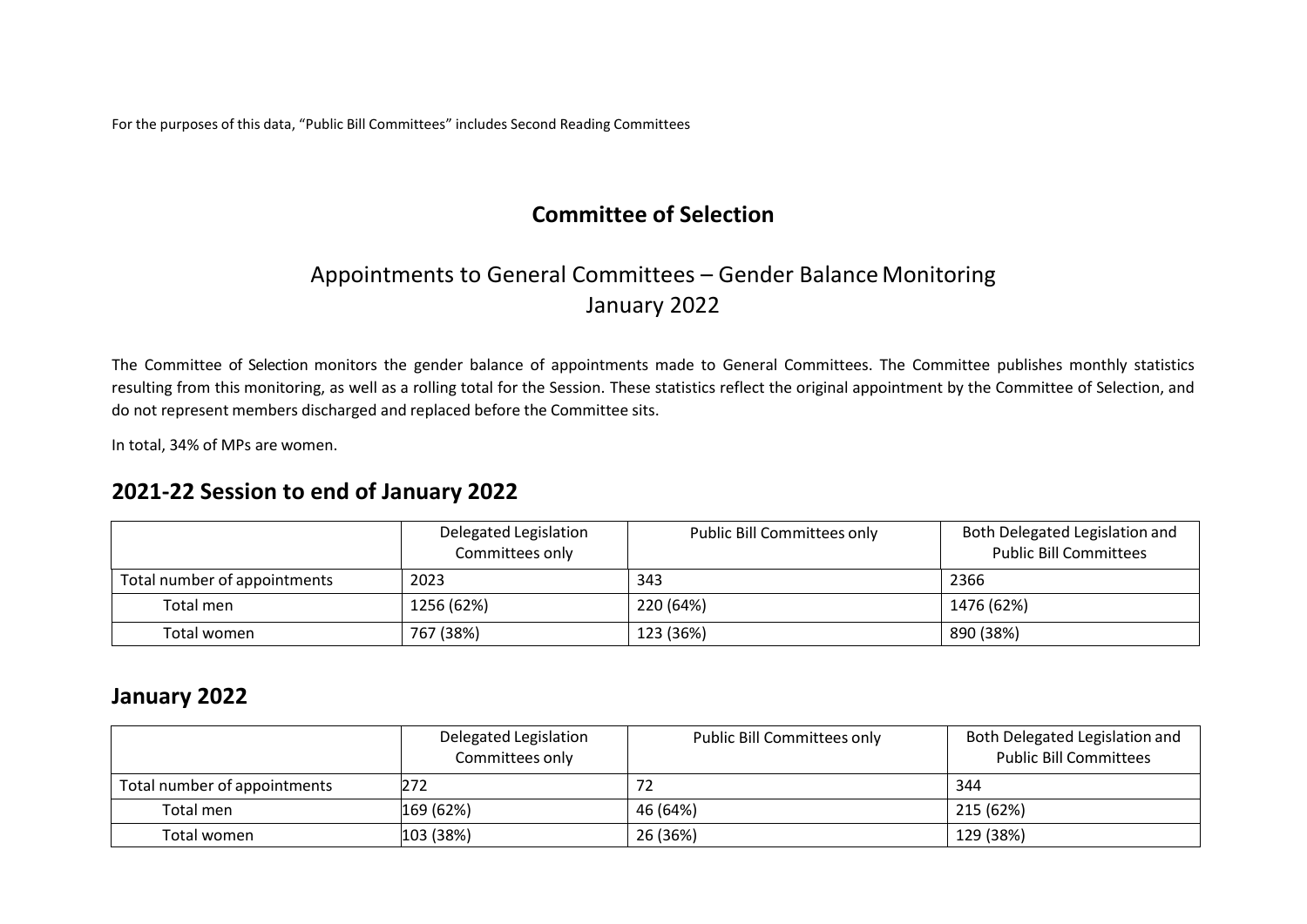For the purposes of this data, "Public Bill Committees" includes Second Reading Committees

# Committee of Selection

## Appointments to General Committees – Gender Balance Monitoring January 2022

The Committee of Selection monitors the gender balance of appointments made to General Committees. The Committee publishes monthly statistics resulting from this monitoring, as well as a rolling total for the Session. These statistics reflect the original appointment by the Committee of Selection, and do not represent members discharged and replaced before the Committee sits.

In total, 34% of MPs are women.

## 2021-22 Session to end of January 2022

| | Delegated Legislation Committees only | Public Bill Committees only | Both Delegated Legislation and Public Bill Committees |
|---|---|---|---|
| Total number of appointments | 2023 | 343 | 2366 |
| Total men | 1256 (62%) | 220 (64%) | 1476 (62%) |
| Total women | 767 (38%) | 123 (36%) | 890 (38%) |

## January 2022

| | Delegated Legislation Committees only | Public Bill Committees only | Both Delegated Legislation and Public Bill Committees |
|---|---|---|---|
| Total number of appointments | 272 | 72 | 344 |
| Total men | 169 (62%) | 46 (64%) | 215 (62%) |
| Total women | 103 (38%) | 26 (36%) | 129 (38%) |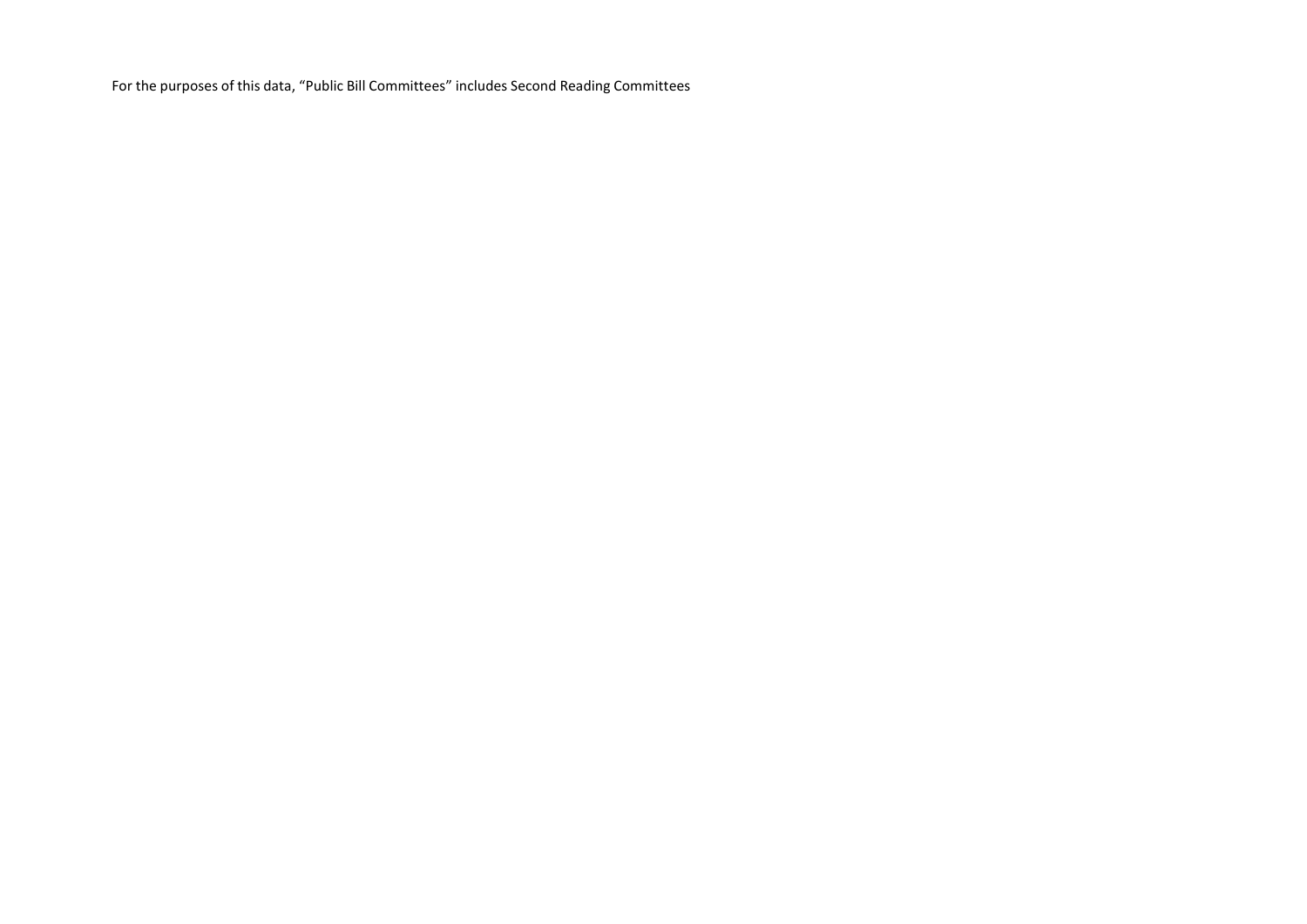For the purposes of this data, “Public Bill Committees” includes Second Reading Committees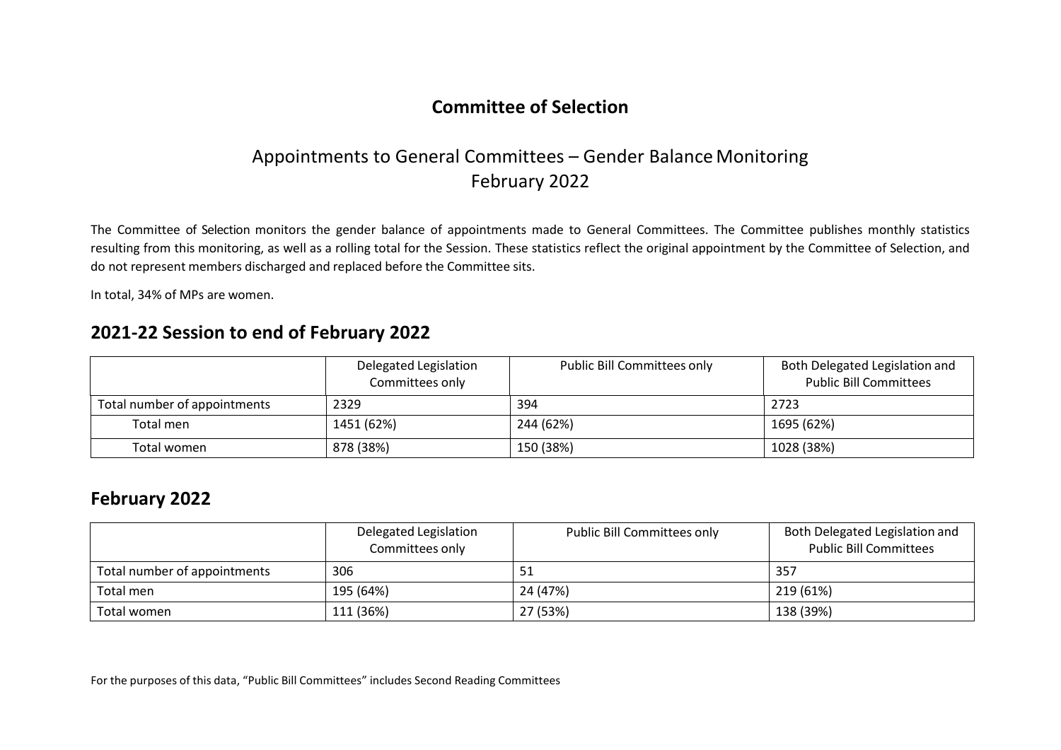# Committee of Selection

## Appointments to General Committees – Gender Balance Monitoring
## February 2022

The Committee of Selection monitors the gender balance of appointments made to General Committees. The Committee publishes monthly statistics resulting from this monitoring, as well as a rolling total for the Session. These statistics reflect the original appointment by the Committee of Selection, and do not represent members discharged and replaced before the Committee sits.

In total, 34% of MPs are women.

## 2021-22 Session to end of February 2022

| | Delegated Legislation Committees only | Public Bill Committees only | Both Delegated Legislation and Public Bill Committees |
|---|---|---|---|
| Total number of appointments | 2329 | 394 | 2723 |
| Total men | 1451 (62%) | 244 (62%) | 1695 (62%) |
| Total women | 878 (38%) | 150 (38%) | 1028 (38%) |

## February 2022

| | Delegated Legislation Committees only | Public Bill Committees only | Both Delegated Legislation and Public Bill Committees |
|---|---|---|---|
| Total number of appointments | 306 | 51 | 357 |
| Total men | 195 (64%) | 24 (47%) | 219 (61%) |
| Total women | 111 (36%) | 27 (53%) | 138 (39%) |

For the purposes of this data, "Public Bill Committees" includes Second Reading Committees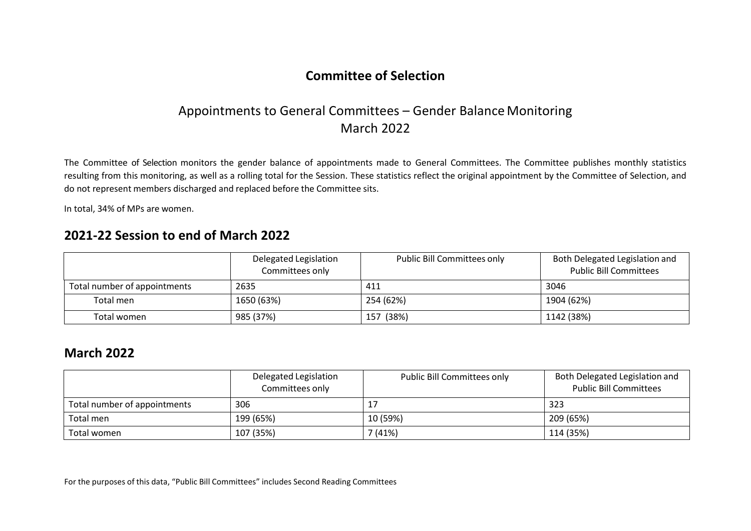# Committee of Selection

## Appointments to General Committees – Gender Balance Monitoring
## March 2022

The Committee of Selection monitors the gender balance of appointments made to General Committees. The Committee publishes monthly statistics resulting from this monitoring, as well as a rolling total for the Session. These statistics reflect the original appointment by the Committee of Selection, and do not represent members discharged and replaced before the Committee sits.

In total, 34% of MPs are women.

## 2021-22 Session to end of March 2022

| | Delegated Legislation Committees only | Public Bill Committees only | Both Delegated Legislation and Public Bill Committees |
|---|---|---|---|
| Total number of appointments | 2635 | 411 | 3046 |
| Total men | 1650 (63%) | 254 (62%) | 1904 (62%) |
| Total women | 985 (37%) | 157 (38%) | 1142 (38%) |

## March 2022

| | Delegated Legislation Committees only | Public Bill Committees only | Both Delegated Legislation and Public Bill Committees |
|---|---|---|---|
| Total number of appointments | 306 | 17 | 323 |
| Total men | 199 (65%) | 10 (59%) | 209 (65%) |
| Total women | 107 (35%) | 7 (41%) | 114 (35%) |

For the purposes of this data, "Public Bill Committees" includes Second Reading Committees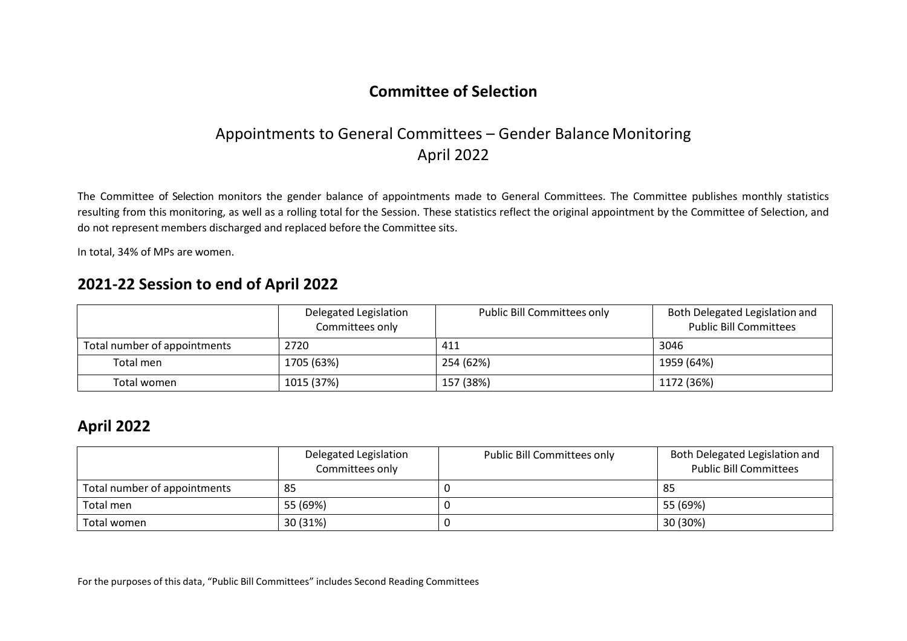# Committee of Selection

## Appointments to General Committees – Gender Balance Monitoring April 2022

The Committee of Selection monitors the gender balance of appointments made to General Committees. The Committee publishes monthly statistics resulting from this monitoring, as well as a rolling total for the Session. These statistics reflect the original appointment by the Committee of Selection, and do not represent members discharged and replaced before the Committee sits.

In total, 34% of MPs are women.

## 2021-22 Session to end of April 2022

| | Delegated Legislation Committees only | Public Bill Committees only | Both Delegated Legislation and Public Bill Committees |
|---|---|---|---|
| Total number of appointments | 2720 | 411 | 3046 |
| Total men | 1705 (63%) | 254 (62%) | 1959 (64%) |
| Total women | 1015 (37%) | 157 (38%) | 1172 (36%) |

## April 2022

| | Delegated Legislation Committees only | Public Bill Committees only | Both Delegated Legislation and Public Bill Committees |
|---|---|---|---|
| Total number of appointments | 85 | 0 | 85 |
| Total men | 55 (69%) | 0 | 55 (69%) |
| Total women | 30 (31%) | 0 | 30 (30%) |

For the purposes of this data, "Public Bill Committees" includes Second Reading Committees